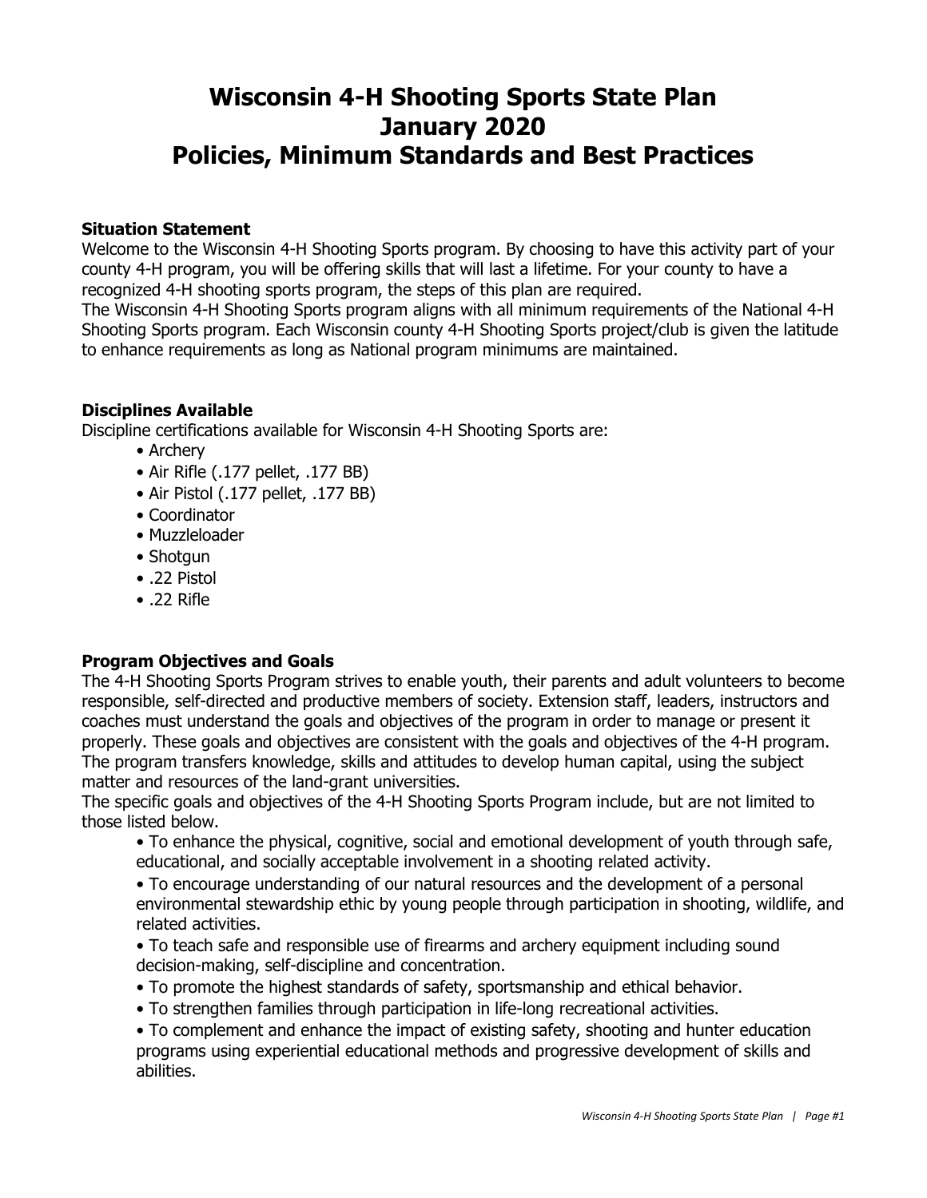# Wisconsin 4-H Shooting Sports State Plan
# January 2020
# Policies, Minimum Standards and Best Practices

**Situation Statement**

Welcome to the Wisconsin 4-H Shooting Sports program. By choosing to have this activity part of your county 4-H program, you will be offering skills that will last a lifetime. For your county to have a recognized 4-H shooting sports program, the steps of this plan are required.

The Wisconsin 4-H Shooting Sports program aligns with all minimum requirements of the National 4-H Shooting Sports program. Each Wisconsin county 4-H Shooting Sports project/club is given the latitude to enhance requirements as long as National program minimums are maintained.

**Disciplines Available**

Discipline certifications available for Wisconsin 4-H Shooting Sports are:

- Archery
- Air Rifle (.177 pellet, .177 BB)
- Air Pistol (.177 pellet, .177 BB)
- Coordinator
- Muzzleloader
- Shotgun
- .22 Pistol
- .22 Rifle

**Program Objectives and Goals**

The 4-H Shooting Sports Program strives to enable youth, their parents and adult volunteers to become responsible, self-directed and productive members of society. Extension staff, leaders, instructors and coaches must understand the goals and objectives of the program in order to manage or present it properly. These goals and objectives are consistent with the goals and objectives of the 4-H program. The program transfers knowledge, skills and attitudes to develop human capital, using the subject matter and resources of the land-grant universities.

The specific goals and objectives of the 4-H Shooting Sports Program include, but are not limited to those listed below.

- To enhance the physical, cognitive, social and emotional development of youth through safe, educational, and socially acceptable involvement in a shooting related activity.
- To encourage understanding of our natural resources and the development of a personal environmental stewardship ethic by young people through participation in shooting, wildlife, and related activities.
- To teach safe and responsible use of firearms and archery equipment including sound decision-making, self-discipline and concentration.
- To promote the highest standards of safety, sportsmanship and ethical behavior.
- To strengthen families through participation in life-long recreational activities.
- To complement and enhance the impact of existing safety, shooting and hunter education programs using experiential educational methods and progressive development of skills and abilities.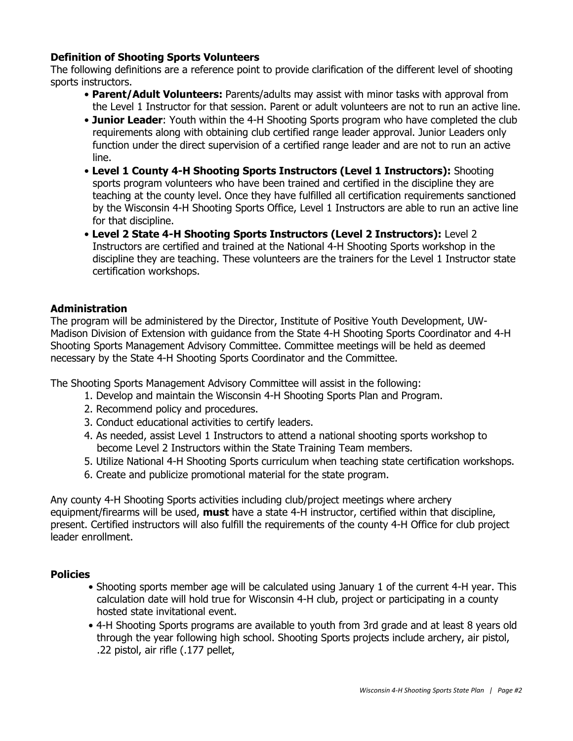## Definition of Shooting Sports Volunteers

The following definitions are a reference point to provide clarification of the different level of shooting sports instructors.

- **Parent/Adult Volunteers:** Parents/adults may assist with minor tasks with approval from the Level 1 Instructor for that session. Parent or adult volunteers are not to run an active line.
- **Junior Leader**: Youth within the 4-H Shooting Sports program who have completed the club requirements along with obtaining club certified range leader approval. Junior Leaders only function under the direct supervision of a certified range leader and are not to run an active line.
- **Level 1 County 4-H Shooting Sports Instructors (Level 1 Instructors):** Shooting sports program volunteers who have been trained and certified in the discipline they are teaching at the county level. Once they have fulfilled all certification requirements sanctioned by the Wisconsin 4-H Shooting Sports Office, Level 1 Instructors are able to run an active line for that discipline.
- **Level 2 State 4-H Shooting Sports Instructors (Level 2 Instructors):** Level 2 Instructors are certified and trained at the National 4-H Shooting Sports workshop in the discipline they are teaching. These volunteers are the trainers for the Level 1 Instructor state certification workshops.

## Administration

The program will be administered by the Director, Institute of Positive Youth Development, UW-Madison Division of Extension with guidance from the State 4-H Shooting Sports Coordinator and 4-H Shooting Sports Management Advisory Committee. Committee meetings will be held as deemed necessary by the State 4-H Shooting Sports Coordinator and the Committee.

The Shooting Sports Management Advisory Committee will assist in the following:

1. Develop and maintain the Wisconsin 4-H Shooting Sports Plan and Program.
2. Recommend policy and procedures.
3. Conduct educational activities to certify leaders.
4. As needed, assist Level 1 Instructors to attend a national shooting sports workshop to become Level 2 Instructors within the State Training Team members.
5. Utilize National 4-H Shooting Sports curriculum when teaching state certification workshops.
6. Create and publicize promotional material for the state program.

Any county 4-H Shooting Sports activities including club/project meetings where archery equipment/firearms will be used, **must** have a state 4-H instructor, certified within that discipline, present. Certified instructors will also fulfill the requirements of the county 4-H Office for club project leader enrollment.

## Policies

- Shooting sports member age will be calculated using January 1 of the current 4-H year. This calculation date will hold true for Wisconsin 4-H club, project or participating in a county hosted state invitational event.
- 4-H Shooting Sports programs are available to youth from 3rd grade and at least 8 years old through the year following high school. Shooting Sports projects include archery, air pistol, .22 pistol, air rifle (.177 pellet,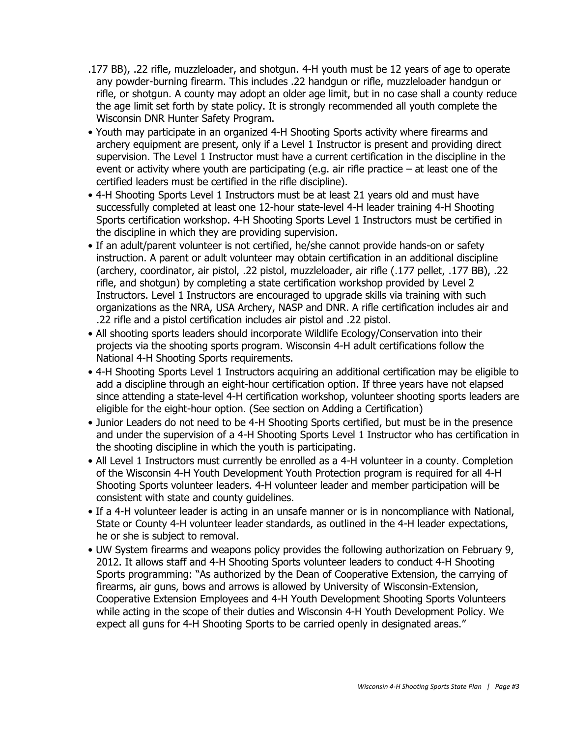.177 BB), .22 rifle, muzzleloader, and shotgun. 4-H youth must be 12 years of age to operate any powder-burning firearm. This includes .22 handgun or rifle, muzzleloader handgun or rifle, or shotgun. A county may adopt an older age limit, but in no case shall a county reduce the age limit set forth by state policy. It is strongly recommended all youth complete the Wisconsin DNR Hunter Safety Program.

- Youth may participate in an organized 4-H Shooting Sports activity where firearms and archery equipment are present, only if a Level 1 Instructor is present and providing direct supervision. The Level 1 Instructor must have a current certification in the discipline in the event or activity where youth are participating (e.g. air rifle practice – at least one of the certified leaders must be certified in the rifle discipline).
- 4-H Shooting Sports Level 1 Instructors must be at least 21 years old and must have successfully completed at least one 12-hour state-level 4-H leader training 4-H Shooting Sports certification workshop. 4-H Shooting Sports Level 1 Instructors must be certified in the discipline in which they are providing supervision.
- If an adult/parent volunteer is not certified, he/she cannot provide hands-on or safety instruction. A parent or adult volunteer may obtain certification in an additional discipline (archery, coordinator, air pistol, .22 pistol, muzzleloader, air rifle (.177 pellet, .177 BB), .22 rifle, and shotgun) by completing a state certification workshop provided by Level 2 Instructors. Level 1 Instructors are encouraged to upgrade skills via training with such organizations as the NRA, USA Archery, NASP and DNR. A rifle certification includes air and .22 rifle and a pistol certification includes air pistol and .22 pistol.
- All shooting sports leaders should incorporate Wildlife Ecology/Conservation into their projects via the shooting sports program. Wisconsin 4-H adult certifications follow the National 4-H Shooting Sports requirements.
- 4-H Shooting Sports Level 1 Instructors acquiring an additional certification may be eligible to add a discipline through an eight-hour certification option. If three years have not elapsed since attending a state-level 4-H certification workshop, volunteer shooting sports leaders are eligible for the eight-hour option. (See section on Adding a Certification)
- Junior Leaders do not need to be 4-H Shooting Sports certified, but must be in the presence and under the supervision of a 4-H Shooting Sports Level 1 Instructor who has certification in the shooting discipline in which the youth is participating.
- All Level 1 Instructors must currently be enrolled as a 4-H volunteer in a county. Completion of the Wisconsin 4-H Youth Development Youth Protection program is required for all 4-H Shooting Sports volunteer leaders. 4-H volunteer leader and member participation will be consistent with state and county guidelines.
- If a 4-H volunteer leader is acting in an unsafe manner or is in noncompliance with National, State or County 4-H volunteer leader standards, as outlined in the 4-H leader expectations, he or she is subject to removal.
- UW System firearms and weapons policy provides the following authorization on February 9, 2012. It allows staff and 4-H Shooting Sports volunteer leaders to conduct 4-H Shooting Sports programming: "As authorized by the Dean of Cooperative Extension, the carrying of firearms, air guns, bows and arrows is allowed by University of Wisconsin-Extension, Cooperative Extension Employees and 4-H Youth Development Shooting Sports Volunteers while acting in the scope of their duties and Wisconsin 4-H Youth Development Policy. We expect all guns for 4-H Shooting Sports to be carried openly in designated areas."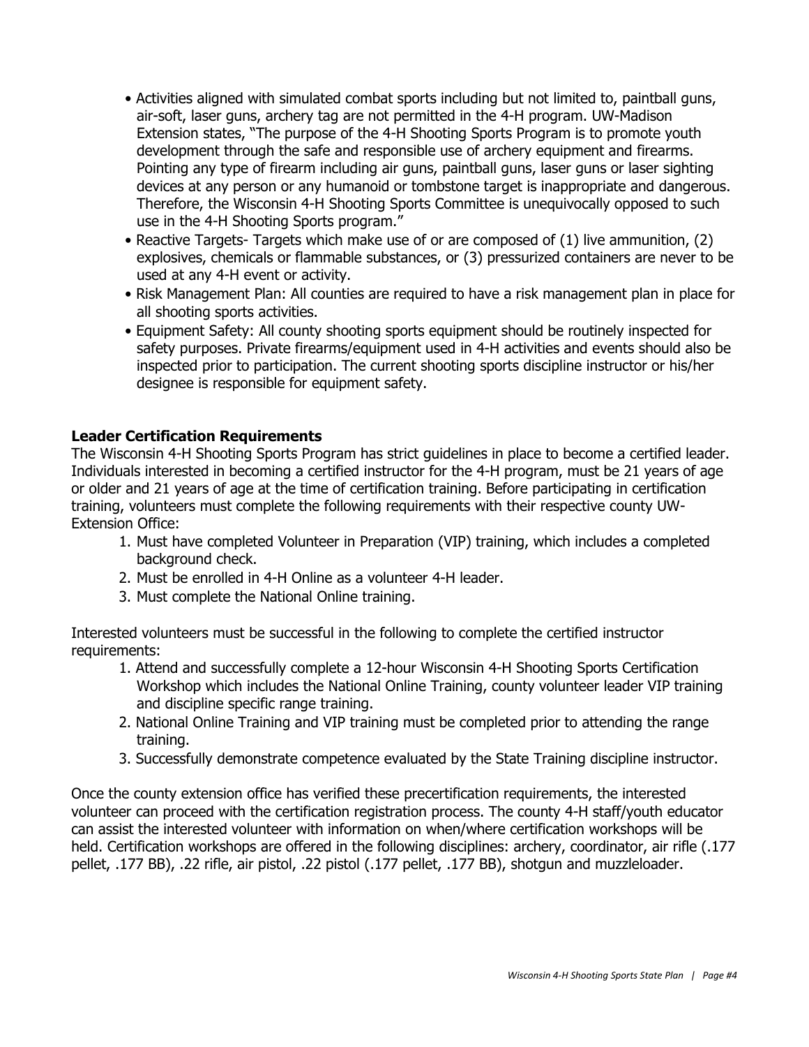- Activities aligned with simulated combat sports including but not limited to, paintball guns, air-soft, laser guns, archery tag are not permitted in the 4-H program. UW-Madison Extension states, "The purpose of the 4-H Shooting Sports Program is to promote youth development through the safe and responsible use of archery equipment and firearms. Pointing any type of firearm including air guns, paintball guns, laser guns or laser sighting devices at any person or any humanoid or tombstone target is inappropriate and dangerous. Therefore, the Wisconsin 4-H Shooting Sports Committee is unequivocally opposed to such use in the 4-H Shooting Sports program."
- Reactive Targets- Targets which make use of or are composed of (1) live ammunition, (2) explosives, chemicals or flammable substances, or (3) pressurized containers are never to be used at any 4-H event or activity.
- Risk Management Plan: All counties are required to have a risk management plan in place for all shooting sports activities.
- Equipment Safety: All county shooting sports equipment should be routinely inspected for safety purposes. Private firearms/equipment used in 4-H activities and events should also be inspected prior to participation. The current shooting sports discipline instructor or his/her designee is responsible for equipment safety.

**Leader Certification Requirements**

The Wisconsin 4-H Shooting Sports Program has strict guidelines in place to become a certified leader. Individuals interested in becoming a certified instructor for the 4-H program, must be 21 years of age or older and 21 years of age at the time of certification training. Before participating in certification training, volunteers must complete the following requirements with their respective county UW-Extension Office:

1. Must have completed Volunteer in Preparation (VIP) training, which includes a completed background check.
2. Must be enrolled in 4-H Online as a volunteer 4-H leader.
3. Must complete the National Online training.

Interested volunteers must be successful in the following to complete the certified instructor requirements:

1. Attend and successfully complete a 12-hour Wisconsin 4-H Shooting Sports Certification Workshop which includes the National Online Training, county volunteer leader VIP training and discipline specific range training.
2. National Online Training and VIP training must be completed prior to attending the range training.
3. Successfully demonstrate competence evaluated by the State Training discipline instructor.

Once the county extension office has verified these precertification requirements, the interested volunteer can proceed with the certification registration process. The county 4-H staff/youth educator can assist the interested volunteer with information on when/where certification workshops will be held. Certification workshops are offered in the following disciplines: archery, coordinator, air rifle (.177 pellet, .177 BB), .22 rifle, air pistol, .22 pistol (.177 pellet, .177 BB), shotgun and muzzleloader.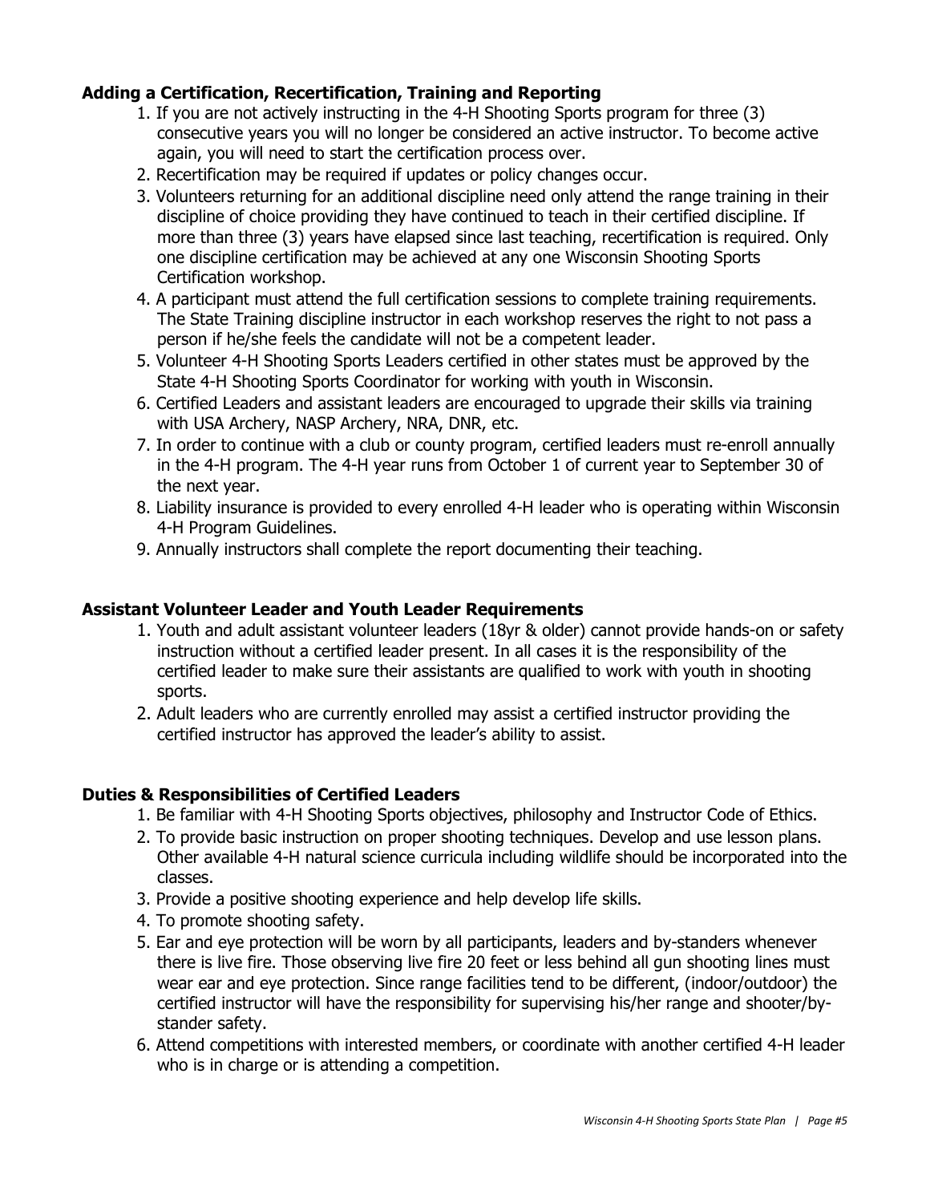**Adding a Certification, Recertification, Training and Reporting**

1. If you are not actively instructing in the 4-H Shooting Sports program for three (3) consecutive years you will no longer be considered an active instructor. To become active again, you will need to start the certification process over.
2. Recertification may be required if updates or policy changes occur.
3. Volunteers returning for an additional discipline need only attend the range training in their discipline of choice providing they have continued to teach in their certified discipline. If more than three (3) years have elapsed since last teaching, recertification is required. Only one discipline certification may be achieved at any one Wisconsin Shooting Sports Certification workshop.
4. A participant must attend the full certification sessions to complete training requirements. The State Training discipline instructor in each workshop reserves the right to not pass a person if he/she feels the candidate will not be a competent leader.
5. Volunteer 4-H Shooting Sports Leaders certified in other states must be approved by the State 4-H Shooting Sports Coordinator for working with youth in Wisconsin.
6. Certified Leaders and assistant leaders are encouraged to upgrade their skills via training with USA Archery, NASP Archery, NRA, DNR, etc.
7. In order to continue with a club or county program, certified leaders must re-enroll annually in the 4-H program. The 4-H year runs from October 1 of current year to September 30 of the next year.
8. Liability insurance is provided to every enrolled 4-H leader who is operating within Wisconsin 4-H Program Guidelines.
9. Annually instructors shall complete the report documenting their teaching.

**Assistant Volunteer Leader and Youth Leader Requirements**

1. Youth and adult assistant volunteer leaders (18yr & older) cannot provide hands-on or safety instruction without a certified leader present. In all cases it is the responsibility of the certified leader to make sure their assistants are qualified to work with youth in shooting sports.
2. Adult leaders who are currently enrolled may assist a certified instructor providing the certified instructor has approved the leader's ability to assist.

**Duties & Responsibilities of Certified Leaders**

1. Be familiar with 4-H Shooting Sports objectives, philosophy and Instructor Code of Ethics.
2. To provide basic instruction on proper shooting techniques. Develop and use lesson plans. Other available 4-H natural science curricula including wildlife should be incorporated into the classes.
3. Provide a positive shooting experience and help develop life skills.
4. To promote shooting safety.
5. Ear and eye protection will be worn by all participants, leaders and by-standers whenever there is live fire. Those observing live fire 20 feet or less behind all gun shooting lines must wear ear and eye protection. Since range facilities tend to be different, (indoor/outdoor) the certified instructor will have the responsibility for supervising his/her range and shooter/by-stander safety.
6. Attend competitions with interested members, or coordinate with another certified 4-H leader who is in charge or is attending a competition.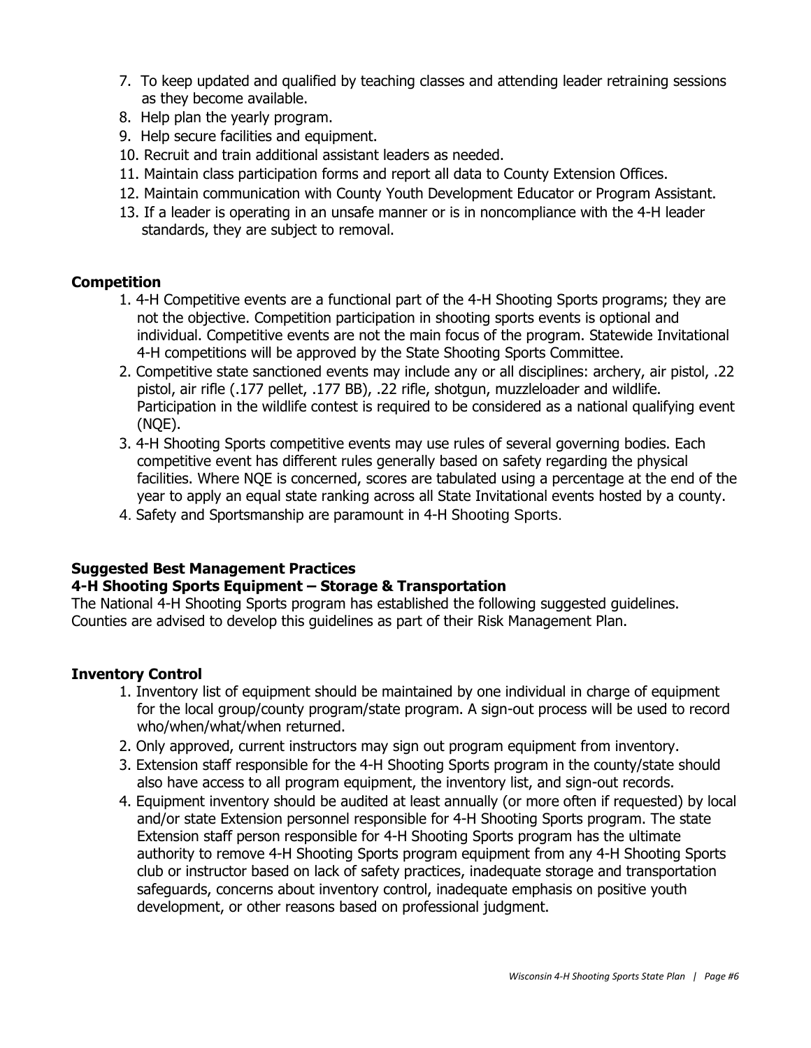7. To keep updated and qualified by teaching classes and attending leader retraining sessions as they become available.
8. Help plan the yearly program.
9. Help secure facilities and equipment.
10. Recruit and train additional assistant leaders as needed.
11. Maintain class participation forms and report all data to County Extension Offices.
12. Maintain communication with County Youth Development Educator or Program Assistant.
13. If a leader is operating in an unsafe manner or is in noncompliance with the 4-H leader standards, they are subject to removal.

**Competition**

1. 4-H Competitive events are a functional part of the 4-H Shooting Sports programs; they are not the objective. Competition participation in shooting sports events is optional and individual. Competitive events are not the main focus of the program. Statewide Invitational 4-H competitions will be approved by the State Shooting Sports Committee.
2. Competitive state sanctioned events may include any or all disciplines: archery, air pistol, .22 pistol, air rifle (.177 pellet, .177 BB), .22 rifle, shotgun, muzzleloader and wildlife. Participation in the wildlife contest is required to be considered as a national qualifying event (NQE).
3. 4-H Shooting Sports competitive events may use rules of several governing bodies. Each competitive event has different rules generally based on safety regarding the physical facilities. Where NQE is concerned, scores are tabulated using a percentage at the end of the year to apply an equal state ranking across all State Invitational events hosted by a county.
4. Safety and Sportsmanship are paramount in 4-H Shooting Sports.

**Suggested Best Management Practices**
**4-H Shooting Sports Equipment – Storage & Transportation**

The National 4-H Shooting Sports program has established the following suggested guidelines. Counties are advised to develop this guidelines as part of their Risk Management Plan.

**Inventory Control**

1. Inventory list of equipment should be maintained by one individual in charge of equipment for the local group/county program/state program. A sign-out process will be used to record who/when/what/when returned.
2. Only approved, current instructors may sign out program equipment from inventory.
3. Extension staff responsible for the 4-H Shooting Sports program in the county/state should also have access to all program equipment, the inventory list, and sign-out records.
4. Equipment inventory should be audited at least annually (or more often if requested) by local and/or state Extension personnel responsible for 4-H Shooting Sports program. The state Extension staff person responsible for 4-H Shooting Sports program has the ultimate authority to remove 4-H Shooting Sports program equipment from any 4-H Shooting Sports club or instructor based on lack of safety practices, inadequate storage and transportation safeguards, concerns about inventory control, inadequate emphasis on positive youth development, or other reasons based on professional judgment.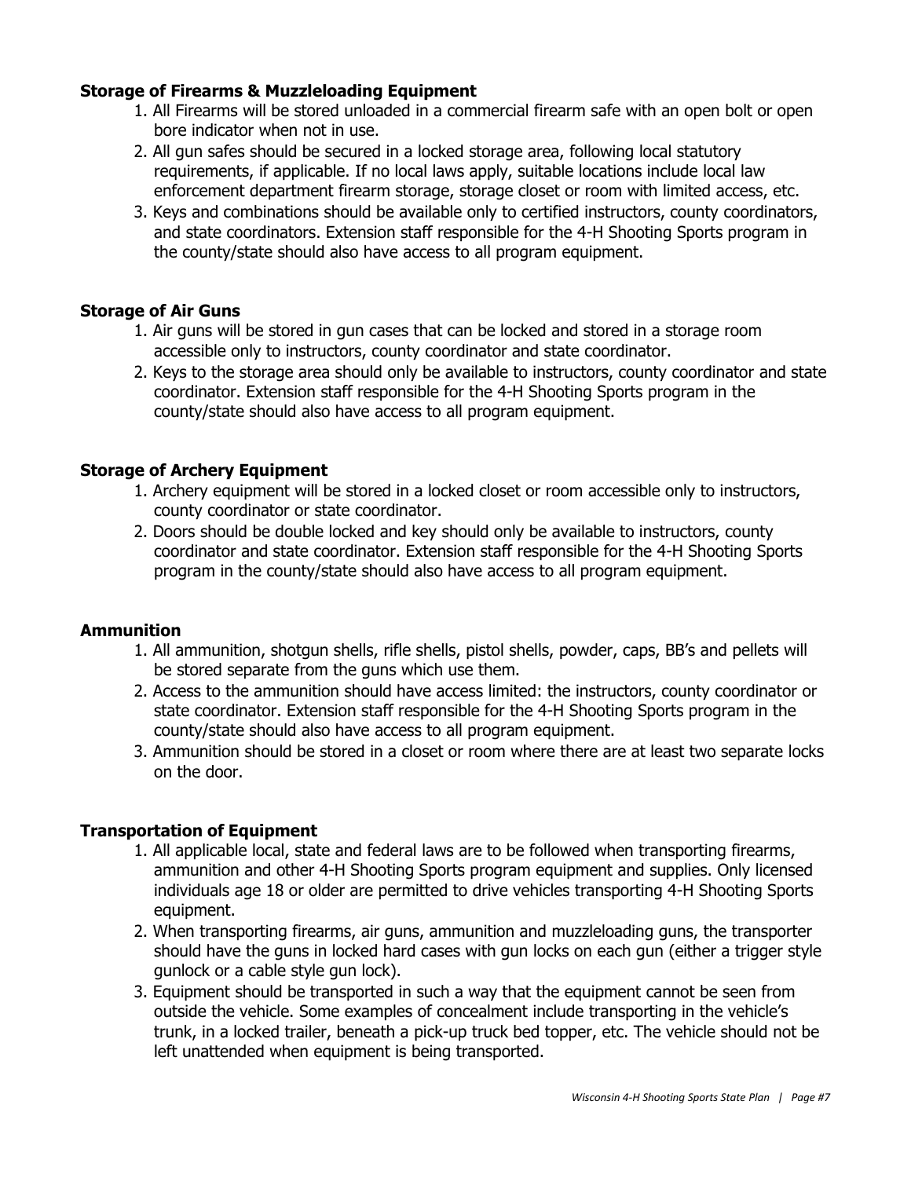**Storage of Firearms & Muzzleloading Equipment**

1. All Firearms will be stored unloaded in a commercial firearm safe with an open bolt or open bore indicator when not in use.
2. All gun safes should be secured in a locked storage area, following local statutory requirements, if applicable. If no local laws apply, suitable locations include local law enforcement department firearm storage, storage closet or room with limited access, etc.
3. Keys and combinations should be available only to certified instructors, county coordinators, and state coordinators. Extension staff responsible for the 4-H Shooting Sports program in the county/state should also have access to all program equipment.

**Storage of Air Guns**

1. Air guns will be stored in gun cases that can be locked and stored in a storage room accessible only to instructors, county coordinator and state coordinator.
2. Keys to the storage area should only be available to instructors, county coordinator and state coordinator. Extension staff responsible for the 4-H Shooting Sports program in the county/state should also have access to all program equipment.

**Storage of Archery Equipment**

1. Archery equipment will be stored in a locked closet or room accessible only to instructors, county coordinator or state coordinator.
2. Doors should be double locked and key should only be available to instructors, county coordinator and state coordinator. Extension staff responsible for the 4-H Shooting Sports program in the county/state should also have access to all program equipment.

**Ammunition**

1. All ammunition, shotgun shells, rifle shells, pistol shells, powder, caps, BB's and pellets will be stored separate from the guns which use them.
2. Access to the ammunition should have access limited: the instructors, county coordinator or state coordinator. Extension staff responsible for the 4-H Shooting Sports program in the county/state should also have access to all program equipment.
3. Ammunition should be stored in a closet or room where there are at least two separate locks on the door.

**Transportation of Equipment**

1. All applicable local, state and federal laws are to be followed when transporting firearms, ammunition and other 4-H Shooting Sports program equipment and supplies. Only licensed individuals age 18 or older are permitted to drive vehicles transporting 4-H Shooting Sports equipment.
2. When transporting firearms, air guns, ammunition and muzzleloading guns, the transporter should have the guns in locked hard cases with gun locks on each gun (either a trigger style gunlock or a cable style gun lock).
3. Equipment should be transported in such a way that the equipment cannot be seen from outside the vehicle. Some examples of concealment include transporting in the vehicle's trunk, in a locked trailer, beneath a pick-up truck bed topper, etc. The vehicle should not be left unattended when equipment is being transported.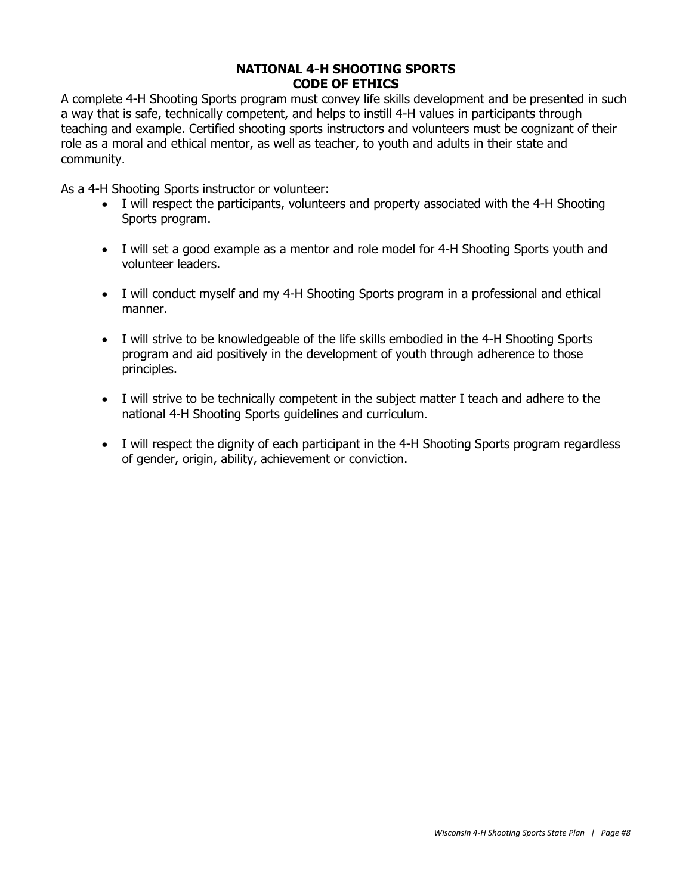# NATIONAL 4-H SHOOTING SPORTS
# CODE OF ETHICS

A complete 4-H Shooting Sports program must convey life skills development and be presented in such a way that is safe, technically competent, and helps to instill 4-H values in participants through teaching and example. Certified shooting sports instructors and volunteers must be cognizant of their role as a moral and ethical mentor, as well as teacher, to youth and adults in their state and community.

As a 4-H Shooting Sports instructor or volunteer:

- I will respect the participants, volunteers and property associated with the 4-H Shooting Sports program.
- I will set a good example as a mentor and role model for 4-H Shooting Sports youth and volunteer leaders.
- I will conduct myself and my 4-H Shooting Sports program in a professional and ethical manner.
- I will strive to be knowledgeable of the life skills embodied in the 4-H Shooting Sports program and aid positively in the development of youth through adherence to those principles.
- I will strive to be technically competent in the subject matter I teach and adhere to the national 4-H Shooting Sports guidelines and curriculum.
- I will respect the dignity of each participant in the 4-H Shooting Sports program regardless of gender, origin, ability, achievement or conviction.